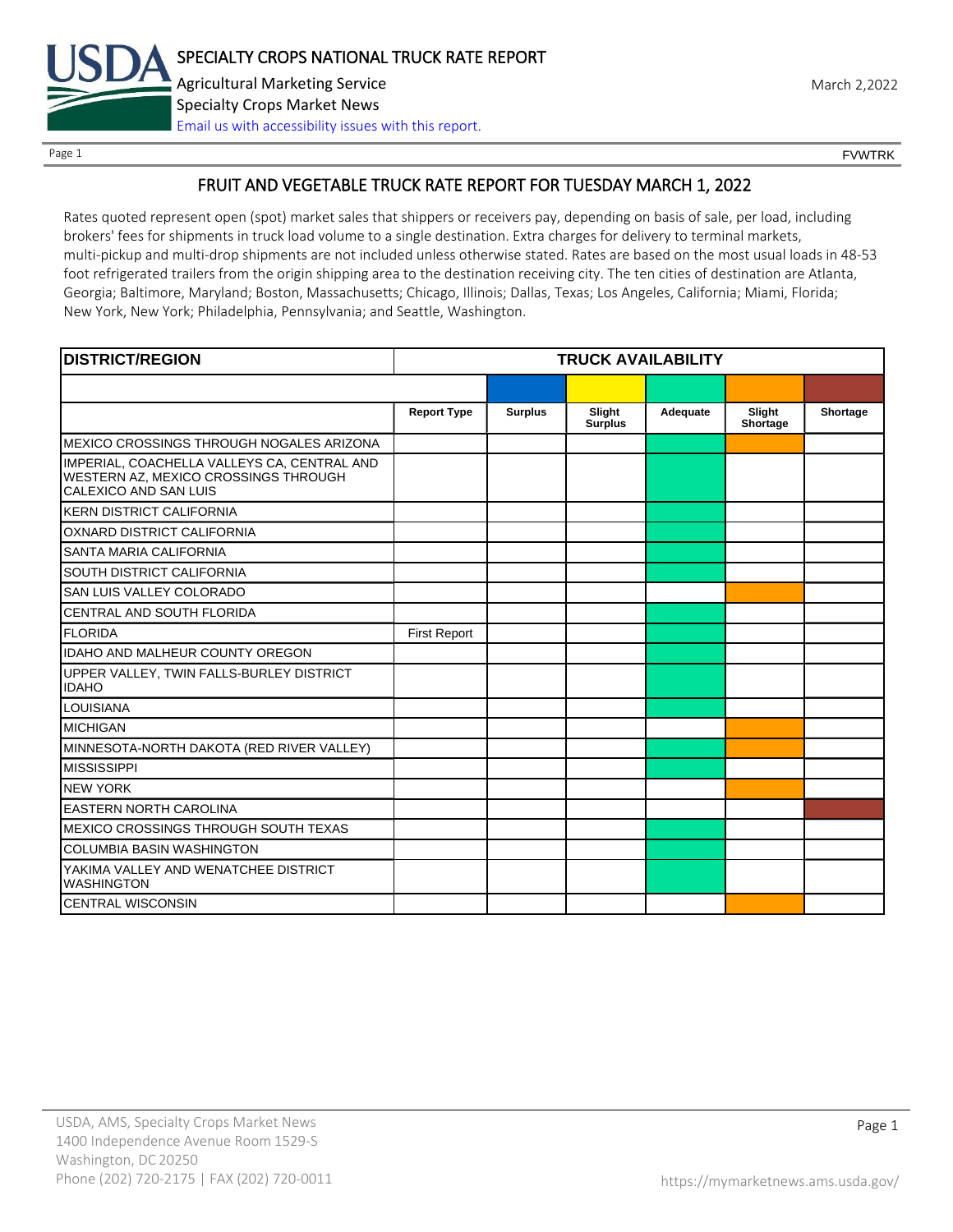# SPECIALTY CROPS NATIONAL TRUCK RATE REPORT

Agricultural Marketing Service

Specialty Crops Market News

Email us with accessibility issues with this report.

March 2,2022

FVWTRK

## FRUIT AND VEGETABLE TRUCK RATE REPORT FOR TUESDAY MARCH 1, 2022

Rates quoted represent open (spot) market sales that shippers or receivers pay, depending on basis of sale, per load, including brokers' fees for shipments in truck load volume to a single destination. Extra charges for delivery to terminal markets, multi-pickup and multi-drop shipments are not included unless otherwise stated. Rates are based on the most usual loads in 48-53 foot refrigerated trailers from the origin shipping area to the destination receiving city. The ten cities of destination are Atlanta, Georgia; Baltimore, Maryland; Boston, Massachusetts; Chicago, Illinois; Dallas, Texas; Los Angeles, California; Miami, Florida; New York, New York; Philadelphia, Pennsylvania; and Seattle, Washington.

| DISTRICT/REGION | TRUCK AVAILABILITY | | | | | |
|---|---|---|---|---|---|---|
| | Report Type | Surplus | Slight Surplus | Adequate | Slight Shortage | Shortage |
| MEXICO CROSSINGS THROUGH NOGALES ARIZONA | | | | X | X | |
| IMPERIAL, COACHELLA VALLEYS CA, CENTRAL AND WESTERN AZ, MEXICO CROSSINGS THROUGH CALEXICO AND SAN LUIS | | | | X | | |
| KERN DISTRICT CALIFORNIA | | | | X | | |
| OXNARD DISTRICT CALIFORNIA | | | | X | | |
| SANTA MARIA CALIFORNIA | | | | X | | |
| SOUTH DISTRICT CALIFORNIA | | | | X | | |
| SAN LUIS VALLEY COLORADO | | | | | X | |
| CENTRAL AND SOUTH FLORIDA | | | | X | | |
| FLORIDA | First Report | | | X | | |
| IDAHO AND MALHEUR COUNTY OREGON | | | | X | | |
| UPPER VALLEY, TWIN FALLS-BURLEY DISTRICT IDAHO | | | | X | | |
| LOUISIANA | | | | X | | |
| MICHIGAN | | | | | X | |
| MINNESOTA-NORTH DAKOTA (RED RIVER VALLEY) | | | | X | X | |
| MISSISSIPPI | | | | X | | |
| NEW YORK | | | | | X | |
| EASTERN NORTH CAROLINA | | | | | | X |
| MEXICO CROSSINGS THROUGH SOUTH TEXAS | | | | X | | |
| COLUMBIA BASIN WASHINGTON | | | | X | | |
| YAKIMA VALLEY AND WENATCHEE DISTRICT WASHINGTON | | | | X | | |
| CENTRAL WISCONSIN | | | | | X | |

USDA, AMS, Specialty Crops Market News
1400 Independence Avenue Room 1529-S
Washington, DC 20250
Phone (202) 720-2175 | FAX (202) 720-0011

https://mymarketnews.ams.usda.gov/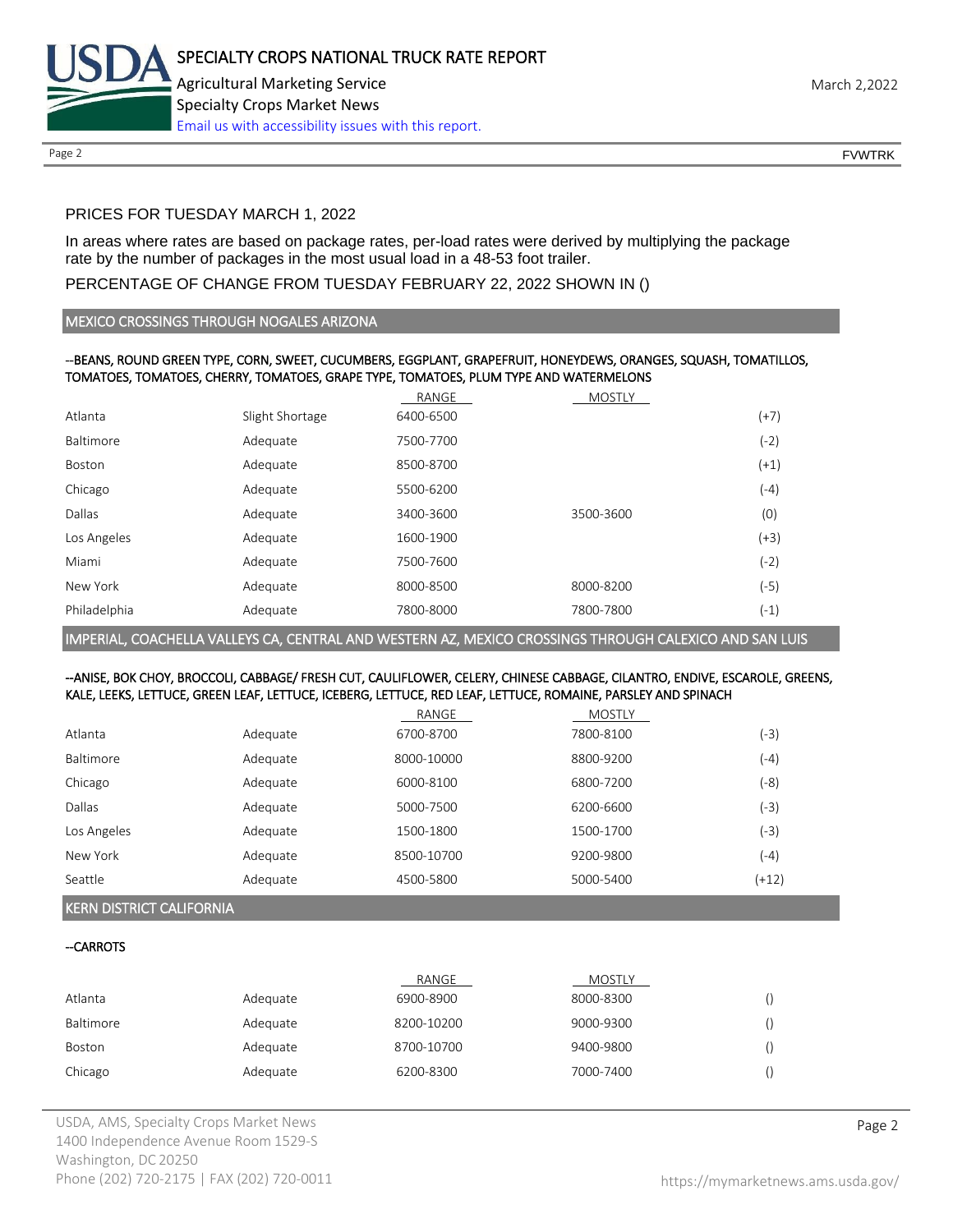PRICES FOR TUESDAY MARCH 1, 2022

In areas where rates are based on package rates, per-load rates were derived by multiplying the package rate by the number of packages in the most usual load in a 48-53 foot trailer.

PERCENTAGE OF CHANGE FROM TUESDAY FEBRUARY 22, 2022 SHOWN IN ()

## MEXICO CROSSINGS THROUGH NOGALES ARIZONA

--BEANS, ROUND GREEN TYPE, CORN, SWEET, CUCUMBERS, EGGPLANT, GRAPEFRUIT, HONEYDEWS, ORANGES, SQUASH, TOMATILLOS, TOMATOES, TOMATOES, CHERRY, TOMATOES, GRAPE TYPE, TOMATOES, PLUM TYPE AND WATERMELONS

| | | RANGE | MOSTLY | |
|---|---|---|---|---|
| Atlanta | Slight Shortage | 6400-6500 | | (+7) |
| Baltimore | Adequate | 7500-7700 | | (-2) |
| Boston | Adequate | 8500-8700 | | (+1) |
| Chicago | Adequate | 5500-6200 | | (-4) |
| Dallas | Adequate | 3400-3600 | 3500-3600 | (0) |
| Los Angeles | Adequate | 1600-1900 | | (+3) |
| Miami | Adequate | 7500-7600 | | (-2) |
| New York | Adequate | 8000-8500 | 8000-8200 | (-5) |
| Philadelphia | Adequate | 7800-8000 | 7800-7800 | (-1) |

## IMPERIAL, COACHELLA VALLEYS CA, CENTRAL AND WESTERN AZ, MEXICO CROSSINGS THROUGH CALEXICO AND SAN LUIS

--ANISE, BOK CHOY, BROCCOLI, CABBAGE/ FRESH CUT, CAULIFLOWER, CELERY, CHINESE CABBAGE, CILANTRO, ENDIVE, ESCAROLE, GREENS, KALE, LEEKS, LETTUCE, GREEN LEAF, LETTUCE, ICEBERG, LETTUCE, RED LEAF, LETTUCE, ROMAINE, PARSLEY AND SPINACH

| | | RANGE | MOSTLY | |
|---|---|---|---|---|
| Atlanta | Adequate | 6700-8700 | 7800-8100 | (-3) |
| Baltimore | Adequate | 8000-10000 | 8800-9200 | (-4) |
| Chicago | Adequate | 6000-8100 | 6800-7200 | (-8) |
| Dallas | Adequate | 5000-7500 | 6200-6600 | (-3) |
| Los Angeles | Adequate | 1500-1800 | 1500-1700 | (-3) |
| New York | Adequate | 8500-10700 | 9200-9800 | (-4) |
| Seattle | Adequate | 4500-5800 | 5000-5400 | (+12) |

## KERN DISTRICT CALIFORNIA

--CARROTS

| | | RANGE | MOSTLY | |
|---|---|---|---|---|
| Atlanta | Adequate | 6900-8900 | 8000-8300 | () |
| Baltimore | Adequate | 8200-10200 | 9000-9300 | () |
| Boston | Adequate | 8700-10700 | 9400-9800 | () |
| Chicago | Adequate | 6200-8300 | 7000-7400 | () |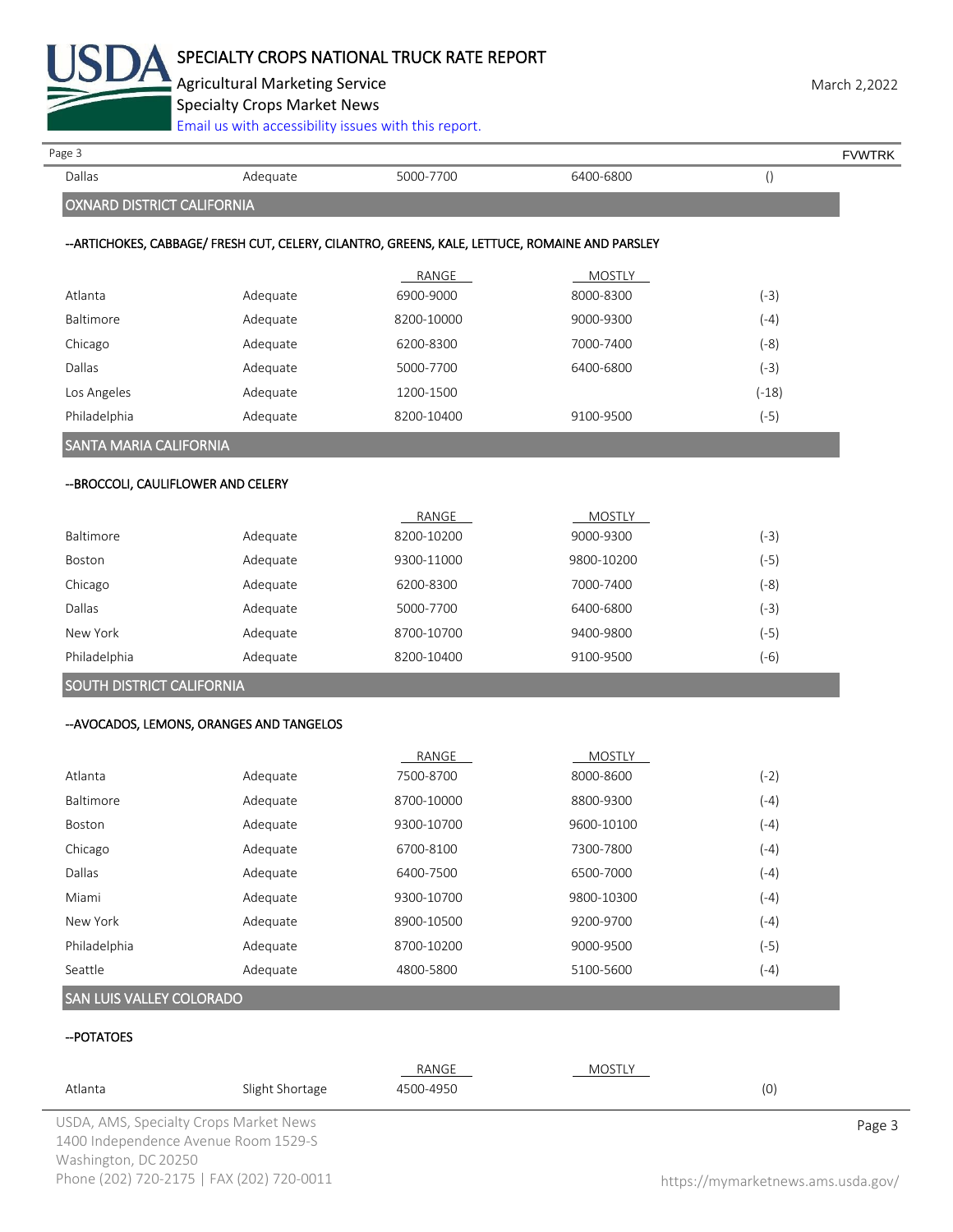| | | | | |
|---|---|---|---|---|
| Dallas | Adequate | 5000-7700 | 6400-6800 | () |

## OXNARD DISTRICT CALIFORNIA

--ARTICHOKES, CABBAGE/ FRESH CUT, CELERY, CILANTRO, GREENS, KALE, LETTUCE, ROMAINE AND PARSLEY

| | | RANGE | MOSTLY | |
|---|---|---|---|---|
| Atlanta | Adequate | 6900-9000 | 8000-8300 | (-3) |
| Baltimore | Adequate | 8200-10000 | 9000-9300 | (-4) |
| Chicago | Adequate | 6200-8300 | 7000-7400 | (-8) |
| Dallas | Adequate | 5000-7700 | 6400-6800 | (-3) |
| Los Angeles | Adequate | 1200-1500 | | (-18) |
| Philadelphia | Adequate | 8200-10400 | 9100-9500 | (-5) |

## SANTA MARIA CALIFORNIA

--BROCCOLI, CAULIFLOWER AND CELERY

| | | RANGE | MOSTLY | |
|---|---|---|---|---|
| Baltimore | Adequate | 8200-10200 | 9000-9300 | (-3) |
| Boston | Adequate | 9300-11000 | 9800-10200 | (-5) |
| Chicago | Adequate | 6200-8300 | 7000-7400 | (-8) |
| Dallas | Adequate | 5000-7700 | 6400-6800 | (-3) |
| New York | Adequate | 8700-10700 | 9400-9800 | (-5) |
| Philadelphia | Adequate | 8200-10400 | 9100-9500 | (-6) |

## SOUTH DISTRICT CALIFORNIA

--AVOCADOS, LEMONS, ORANGES AND TANGELOS

| | | RANGE | MOSTLY | |
|---|---|---|---|---|
| Atlanta | Adequate | 7500-8700 | 8000-8600 | (-2) |
| Baltimore | Adequate | 8700-10000 | 8800-9300 | (-4) |
| Boston | Adequate | 9300-10700 | 9600-10100 | (-4) |
| Chicago | Adequate | 6700-8100 | 7300-7800 | (-4) |
| Dallas | Adequate | 6400-7500 | 6500-7000 | (-4) |
| Miami | Adequate | 9300-10700 | 9800-10300 | (-4) |
| New York | Adequate | 8900-10500 | 9200-9700 | (-4) |
| Philadelphia | Adequate | 8700-10200 | 9000-9500 | (-5) |
| Seattle | Adequate | 4800-5800 | 5100-5600 | (-4) |

## SAN LUIS VALLEY COLORADO

--POTATOES

| | | RANGE | MOSTLY | |
|---|---|---|---|---|
| Atlanta | Slight Shortage | 4500-4950 | | (0) |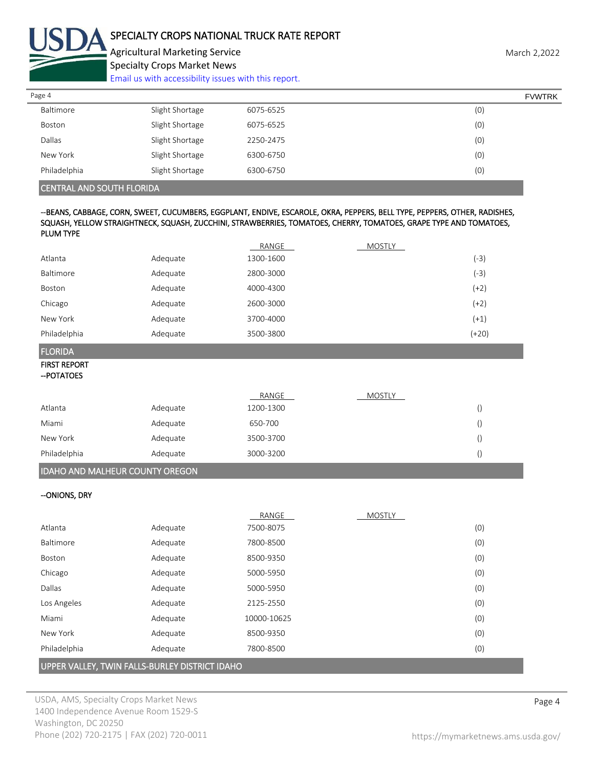| | | | | |
|---|---|---|---|---|
| Baltimore | Slight Shortage | 6075-6525 | | (0) |
| Boston | Slight Shortage | 6075-6525 | | (0) |
| Dallas | Slight Shortage | 2250-2475 | | (0) |
| New York | Slight Shortage | 6300-6750 | | (0) |
| Philadelphia | Slight Shortage | 6300-6750 | | (0) |

## CENTRAL AND SOUTH FLORIDA

--BEANS, CABBAGE, CORN, SWEET, CUCUMBERS, EGGPLANT, ENDIVE, ESCAROLE, OKRA, PEPPERS, BELL TYPE, PEPPERS, OTHER, RADISHES, SQUASH, YELLOW STRAIGHTNECK, SQUASH, ZUCCHINI, STRAWBERRIES, TOMATOES, CHERRY, TOMATOES, GRAPE TYPE AND TOMATOES, PLUM TYPE

| | | RANGE | MOSTLY | |
|---|---|---|---|---|
| Atlanta | Adequate | 1300-1600 | | (-3) |
| Baltimore | Adequate | 2800-3000 | | (-3) |
| Boston | Adequate | 4000-4300 | | (+2) |
| Chicago | Adequate | 2600-3000 | | (+2) |
| New York | Adequate | 3700-4000 | | (+1) |
| Philadelphia | Adequate | 3500-3800 | | (+20) |

## FLORIDA

FIRST REPORT

--POTATOES

| | | RANGE | MOSTLY | |
|---|---|---|---|---|
| Atlanta | Adequate | 1200-1300 | | () |
| Miami | Adequate | 650-700 | | () |
| New York | Adequate | 3500-3700 | | () |
| Philadelphia | Adequate | 3000-3200 | | () |

## IDAHO AND MALHEUR COUNTY OREGON

--ONIONS, DRY

| | | RANGE | MOSTLY | |
|---|---|---|---|---|
| Atlanta | Adequate | 7500-8075 | | (0) |
| Baltimore | Adequate | 7800-8500 | | (0) |
| Boston | Adequate | 8500-9350 | | (0) |
| Chicago | Adequate | 5000-5950 | | (0) |
| Dallas | Adequate | 5000-5950 | | (0) |
| Los Angeles | Adequate | 2125-2550 | | (0) |
| Miami | Adequate | 10000-10625 | | (0) |
| New York | Adequate | 8500-9350 | | (0) |
| Philadelphia | Adequate | 7800-8500 | | (0) |

## UPPER VALLEY, TWIN FALLS-BURLEY DISTRICT IDAHO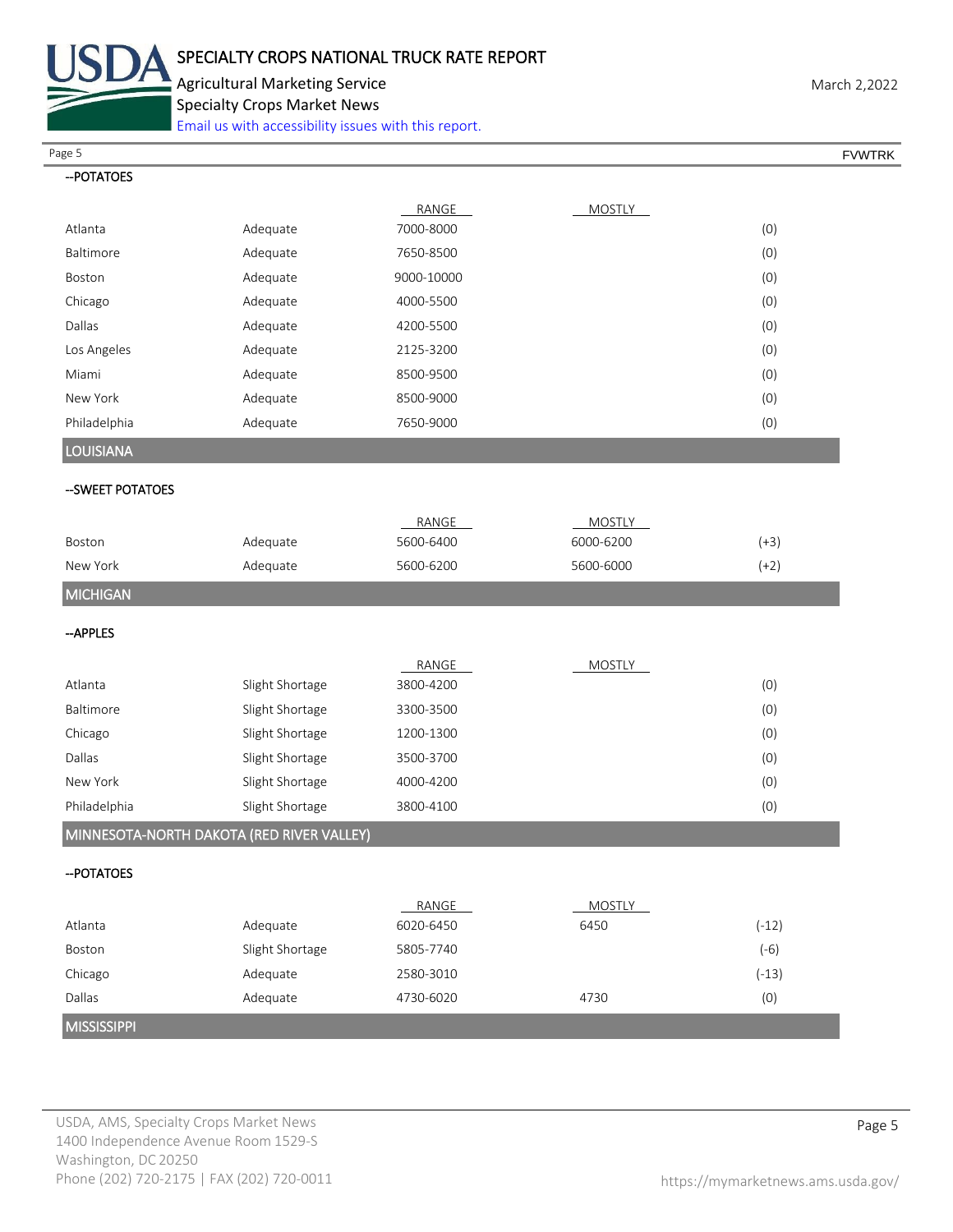--POTATOES

| | | RANGE | MOSTLY | |
|---|---|---|---|---|
| Atlanta | Adequate | 7000-8000 | | (0) |
| Baltimore | Adequate | 7650-8500 | | (0) |
| Boston | Adequate | 9000-10000 | | (0) |
| Chicago | Adequate | 4000-5500 | | (0) |
| Dallas | Adequate | 4200-5500 | | (0) |
| Los Angeles | Adequate | 2125-3200 | | (0) |
| Miami | Adequate | 8500-9500 | | (0) |
| New York | Adequate | 8500-9000 | | (0) |
| Philadelphia | Adequate | 7650-9000 | | (0) |

## LOUISIANA

--SWEET POTATOES

| | | RANGE | MOSTLY | |
|---|---|---|---|---|
| Boston | Adequate | 5600-6400 | 6000-6200 | (+3) |
| New York | Adequate | 5600-6200 | 5600-6000 | (+2) |

## MICHIGAN

--APPLES

| | | RANGE | MOSTLY | |
|---|---|---|---|---|
| Atlanta | Slight Shortage | 3800-4200 | | (0) |
| Baltimore | Slight Shortage | 3300-3500 | | (0) |
| Chicago | Slight Shortage | 1200-1300 | | (0) |
| Dallas | Slight Shortage | 3500-3700 | | (0) |
| New York | Slight Shortage | 4000-4200 | | (0) |
| Philadelphia | Slight Shortage | 3800-4100 | | (0) |

## MINNESOTA-NORTH DAKOTA (RED RIVER VALLEY)

--POTATOES

| | | RANGE | MOSTLY | |
|---|---|---|---|---|
| Atlanta | Adequate | 6020-6450 | 6450 | (-12) |
| Boston | Slight Shortage | 5805-7740 | | (-6) |
| Chicago | Adequate | 2580-3010 | | (-13) |
| Dallas | Adequate | 4730-6020 | 4730 | (0) |

## MISSISSIPPI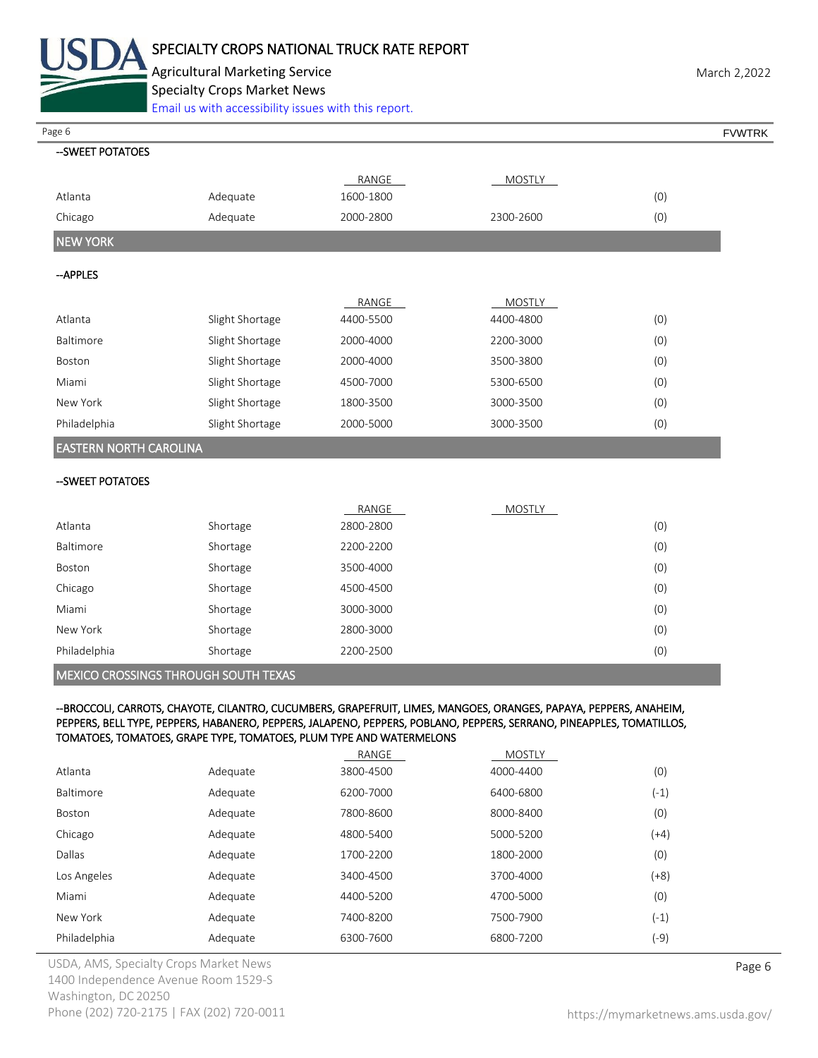--SWEET POTATOES

| | | RANGE | MOSTLY | |
|---|---|---|---|---|
| Atlanta | Adequate | 1600-1800 | | (0) |
| Chicago | Adequate | 2000-2800 | 2300-2600 | (0) |

## NEW YORK

--APPLES

| | | RANGE | MOSTLY | |
|---|---|---|---|---|
| Atlanta | Slight Shortage | 4400-5500 | 4400-4800 | (0) |
| Baltimore | Slight Shortage | 2000-4000 | 2200-3000 | (0) |
| Boston | Slight Shortage | 2000-4000 | 3500-3800 | (0) |
| Miami | Slight Shortage | 4500-7000 | 5300-6500 | (0) |
| New York | Slight Shortage | 1800-3500 | 3000-3500 | (0) |
| Philadelphia | Slight Shortage | 2000-5000 | 3000-3500 | (0) |

## EASTERN NORTH CAROLINA

--SWEET POTATOES

| | | RANGE | MOSTLY | |
|---|---|---|---|---|
| Atlanta | Shortage | 2800-2800 | | (0) |
| Baltimore | Shortage | 2200-2200 | | (0) |
| Boston | Shortage | 3500-4000 | | (0) |
| Chicago | Shortage | 4500-4500 | | (0) |
| Miami | Shortage | 3000-3000 | | (0) |
| New York | Shortage | 2800-3000 | | (0) |
| Philadelphia | Shortage | 2200-2500 | | (0) |

## MEXICO CROSSINGS THROUGH SOUTH TEXAS

--BROCCOLI, CARROTS, CHAYOTE, CILANTRO, CUCUMBERS, GRAPEFRUIT, LIMES, MANGOES, ORANGES, PAPAYA, PEPPERS, ANAHEIM, PEPPERS, BELL TYPE, PEPPERS, HABANERO, PEPPERS, JALAPENO, PEPPERS, POBLANO, PEPPERS, SERRANO, PINEAPPLES, TOMATILLOS, TOMATOES, TOMATOES, GRAPE TYPE, TOMATOES, PLUM TYPE AND WATERMELONS

| | | RANGE | MOSTLY | |
|---|---|---|---|---|
| Atlanta | Adequate | 3800-4500 | 4000-4400 | (0) |
| Baltimore | Adequate | 6200-7000 | 6400-6800 | (-1) |
| Boston | Adequate | 7800-8600 | 8000-8400 | (0) |
| Chicago | Adequate | 4800-5400 | 5000-5200 | (+4) |
| Dallas | Adequate | 1700-2200 | 1800-2000 | (0) |
| Los Angeles | Adequate | 3400-4500 | 3700-4000 | (+8) |
| Miami | Adequate | 4400-5200 | 4700-5000 | (0) |
| New York | Adequate | 7400-8200 | 7500-7900 | (-1) |
| Philadelphia | Adequate | 6300-7600 | 6800-7200 | (-9) |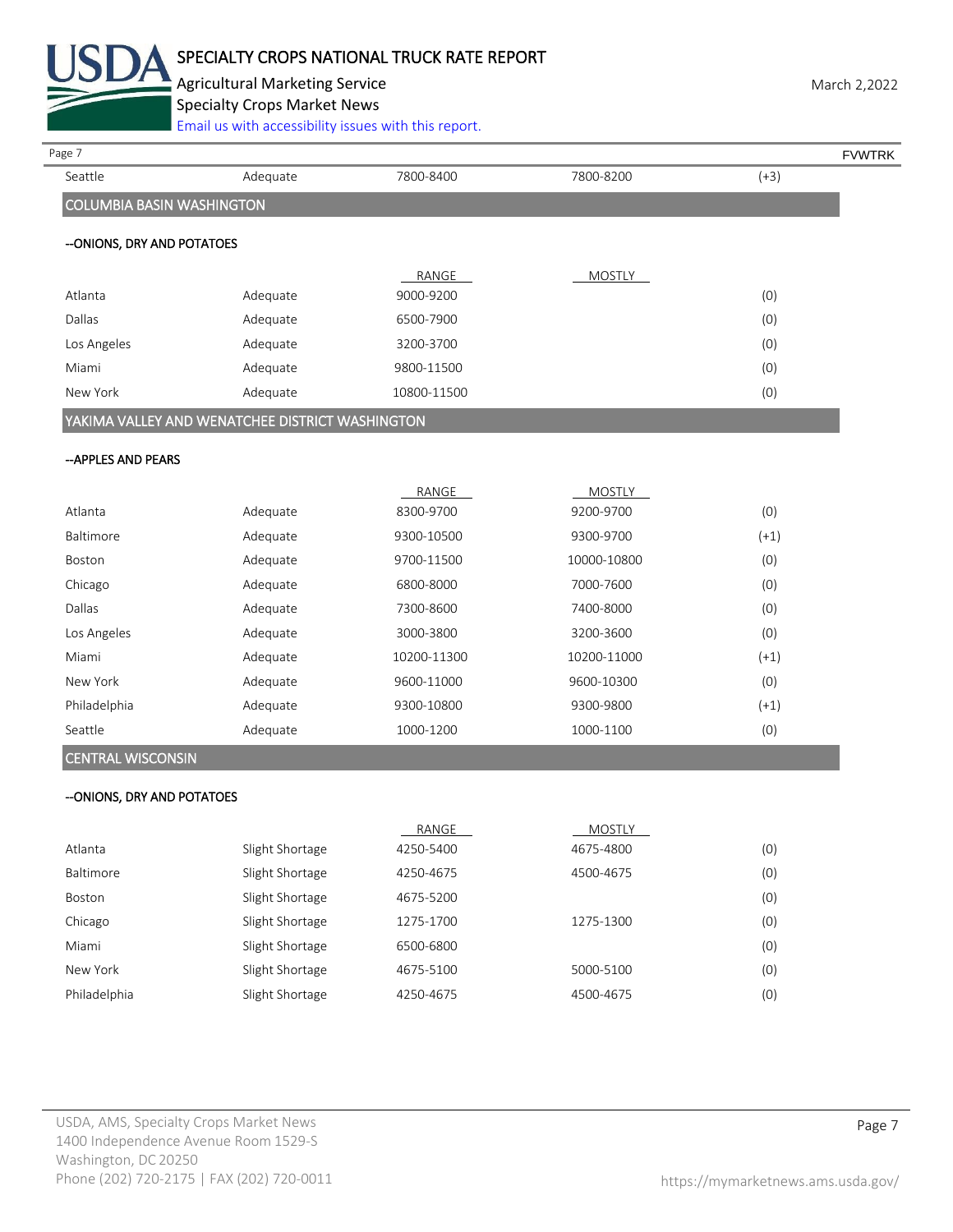| | | | | |
|---|---|---|---|---|
| Seattle | Adequate | 7800-8400 | 7800-8200 | (+3) |

## COLUMBIA BASIN WASHINGTON

### --ONIONS, DRY AND POTATOES

| | | RANGE | MOSTLY | |
|---|---|---|---|---|
| Atlanta | Adequate | 9000-9200 | | (0) |
| Dallas | Adequate | 6500-7900 | | (0) |
| Los Angeles | Adequate | 3200-3700 | | (0) |
| Miami | Adequate | 9800-11500 | | (0) |
| New York | Adequate | 10800-11500 | | (0) |

## YAKIMA VALLEY AND WENATCHEE DISTRICT WASHINGTON

### --APPLES AND PEARS

| | | RANGE | MOSTLY | |
|---|---|---|---|---|
| Atlanta | Adequate | 8300-9700 | 9200-9700 | (0) |
| Baltimore | Adequate | 9300-10500 | 9300-9700 | (+1) |
| Boston | Adequate | 9700-11500 | 10000-10800 | (0) |
| Chicago | Adequate | 6800-8000 | 7000-7600 | (0) |
| Dallas | Adequate | 7300-8600 | 7400-8000 | (0) |
| Los Angeles | Adequate | 3000-3800 | 3200-3600 | (0) |
| Miami | Adequate | 10200-11300 | 10200-11000 | (+1) |
| New York | Adequate | 9600-11000 | 9600-10300 | (0) |
| Philadelphia | Adequate | 9300-10800 | 9300-9800 | (+1) |
| Seattle | Adequate | 1000-1200 | 1000-1100 | (0) |

## CENTRAL WISCONSIN

### --ONIONS, DRY AND POTATOES

| | | RANGE | MOSTLY | |
|---|---|---|---|---|
| Atlanta | Slight Shortage | 4250-5400 | 4675-4800 | (0) |
| Baltimore | Slight Shortage | 4250-4675 | 4500-4675 | (0) |
| Boston | Slight Shortage | 4675-5200 | | (0) |
| Chicago | Slight Shortage | 1275-1700 | 1275-1300 | (0) |
| Miami | Slight Shortage | 6500-6800 | | (0) |
| New York | Slight Shortage | 4675-5100 | 5000-5100 | (0) |
| Philadelphia | Slight Shortage | 4250-4675 | 4500-4675 | (0) |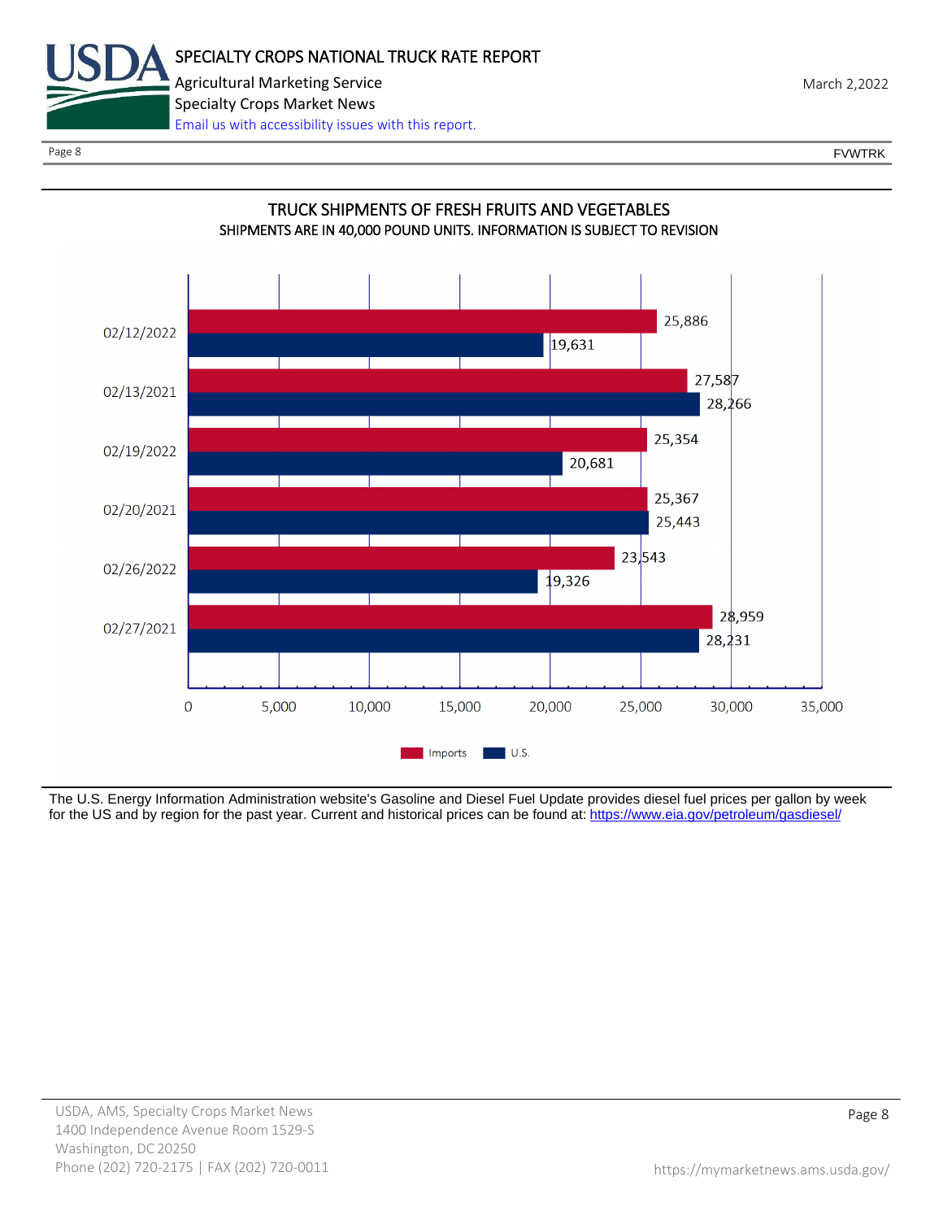## TRUCK SHIPMENTS OF FRESH FRUITS AND VEGETABLES

SHIPMENTS ARE IN 40,000 POUND UNITS. INFORMATION IS SUBJECT TO REVISION

02/12/2022
25,886
19,631

02/13/2021
27,587
28,266

02/19/2022
25,354
20,681

02/20/2021
25,367
25,443

02/26/2022
23,543
19,326

02/27/2021
28,959
28,231

0
5,000
10,000
15,000
20,000
25,000
30,000
35,000

Imports
U.S.

The U.S. Energy Information Administration website's Gasoline and Diesel Fuel Update provides diesel fuel prices per gallon by week for the US and by region for the past year. Current and historical prices can be found at: https://www.eia.gov/petroleum/gasdiesel/